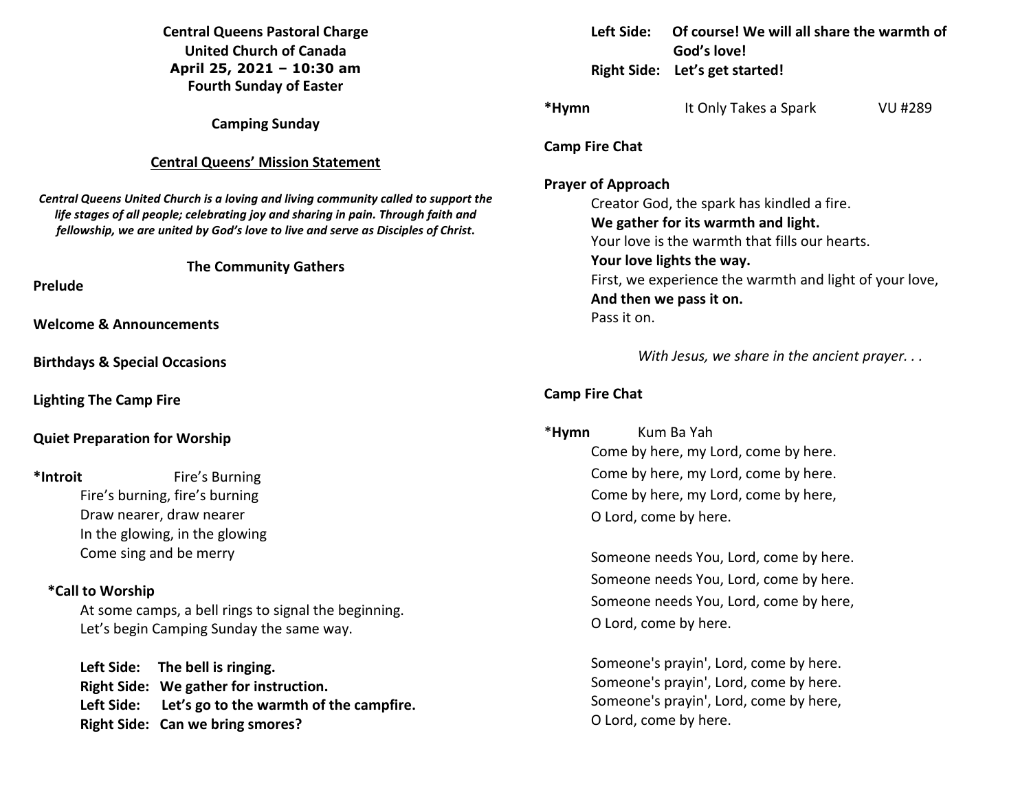**Central Queens Pastoral Charge**
**United Church of Canada**
**April 25, 2021 – 10:30 am**
**Fourth Sunday of Easter**

**Camping Sunday**

## Central Queens' Mission Statement

***Central Queens United Church is a loving and living community called to support the life stages of all people; celebrating joy and sharing in pain. Through faith and fellowship, we are united by God's love to live and serve as Disciples of Christ.***

## The Community Gathers

**Prelude**

**Welcome & Announcements**

**Birthdays & Special Occasions**

**Lighting The Camp Fire**

**Quiet Preparation for Worship**

**\*Introit** Fire's Burning

Fire's burning, fire's burning
Draw nearer, draw nearer
In the glowing, in the glowing
Come sing and be merry

**\*Call to Worship**

At some camps, a bell rings to signal the beginning.
Let's begin Camping Sunday the same way.

**Left Side: The bell is ringing.**
**Right Side: We gather for instruction.**
**Left Side: Let's go to the warmth of the campfire.**
**Right Side: Can we bring smores?**
**Left Side: Of course! We will all share the warmth of God's love!**
**Right Side: Let's get started!**

**\*Hymn** It Only Takes a Spark VU #289

**Camp Fire Chat**

**Prayer of Approach**

Creator God, the spark has kindled a fire.
**We gather for its warmth and light.**
Your love is the warmth that fills our hearts.
**Your love lights the way.**
First, we experience the warmth and light of your love,
**And then we pass it on.**
Pass it on.

*With Jesus, we share in the ancient prayer. . .*

**Camp Fire Chat**

\***Hymn** Kum Ba Yah

Come by here, my Lord, come by here.
Come by here, my Lord, come by here.
Come by here, my Lord, come by here,
O Lord, come by here.

Someone needs You, Lord, come by here.
Someone needs You, Lord, come by here.
Someone needs You, Lord, come by here,
O Lord, come by here.

Someone's prayin', Lord, come by here.
Someone's prayin', Lord, come by here.
Someone's prayin', Lord, come by here,
O Lord, come by here.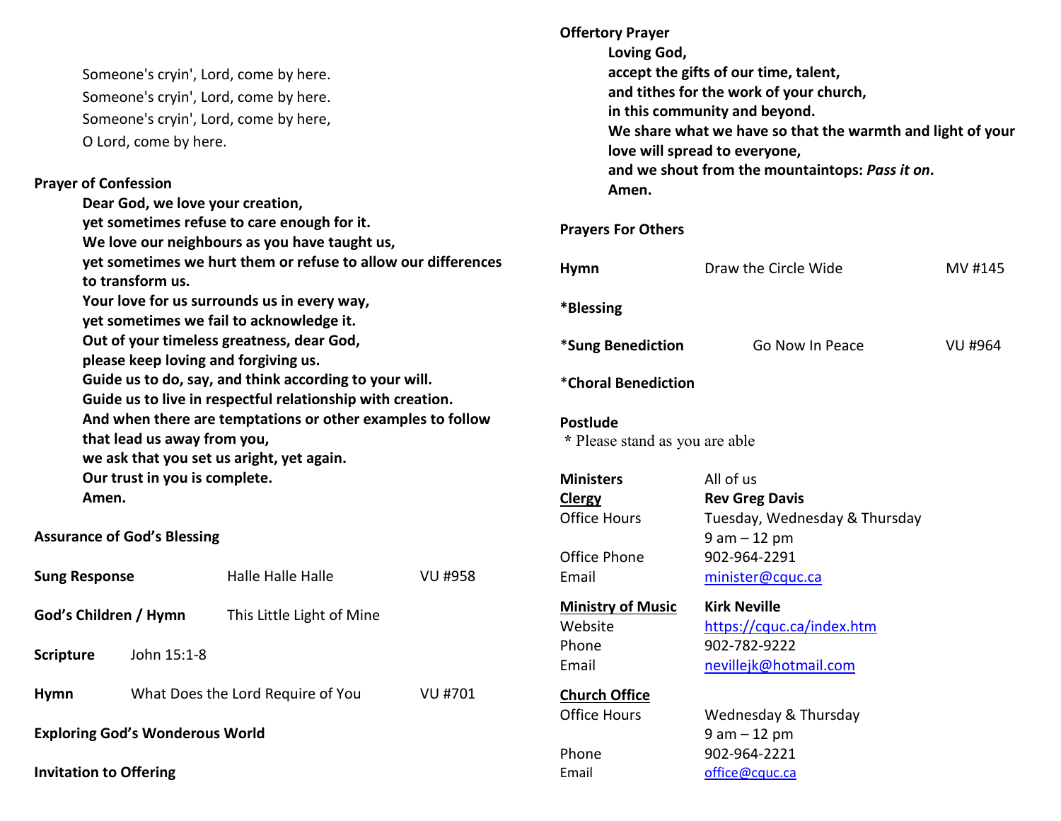Someone's cryin', Lord, come by here.
Someone's cryin', Lord, come by here.
Someone's cryin', Lord, come by here,
O Lord, come by here.

**Prayer of Confession**

**Dear God, we love your creation,**
**yet sometimes refuse to care enough for it.**
**We love our neighbours as you have taught us,**
**yet sometimes we hurt them or refuse to allow our differences to transform us.**
**Your love for us surrounds us in every way,**
**yet sometimes we fail to acknowledge it.**
**Out of your timeless greatness, dear God,**
**please keep loving and forgiving us.**
**Guide us to do, say, and think according to your will.**
**Guide us to live in respectful relationship with creation.**
**And when there are temptations or other examples to follow that lead us away from you,**
**we ask that you set us aright, yet again.**
**Our trust in you is complete.**
**Amen.**

**Assurance of God's Blessing**

**Sung Response** Halle Halle Halle VU #958

**God's Children / Hymn** This Little Light of Mine

**Scripture** John 15:1-8

**Hymn** What Does the Lord Require of You VU #701

**Exploring God's Wonderous World**

**Invitation to Offering**

**Offertory Prayer**

**Loving God,**
**accept the gifts of our time, talent,**
**and tithes for the work of your church,**
**in this community and beyond.**
**We share what we have so that the warmth and light of your love will spread to everyone,**
**and we shout from the mountaintops: *Pass it on*.**
**Amen.**

**Prayers For Others**

**Hymn** Draw the Circle Wide MV #145

***Blessing**

***Sung Benediction** Go Now In Peace VU #964

***Choral Benediction**

**Postlude**

\* Please stand as you are able

**Ministers** All of us

**Clergy** **Rev Greg Davis**
Office Hours Tuesday, Wednesday & Thursday
9 am – 12 pm
Office Phone 902-964-2291
Email minister@cquc.ca

**Ministry of Music** **Kirk Neville**
Website https://cquc.ca/index.htm
Phone 902-782-9222
Email nevillejk@hotmail.com

**Church Office**
Office Hours Wednesday & Thursday
9 am – 12 pm
Phone 902-964-2221
Email office@cquc.ca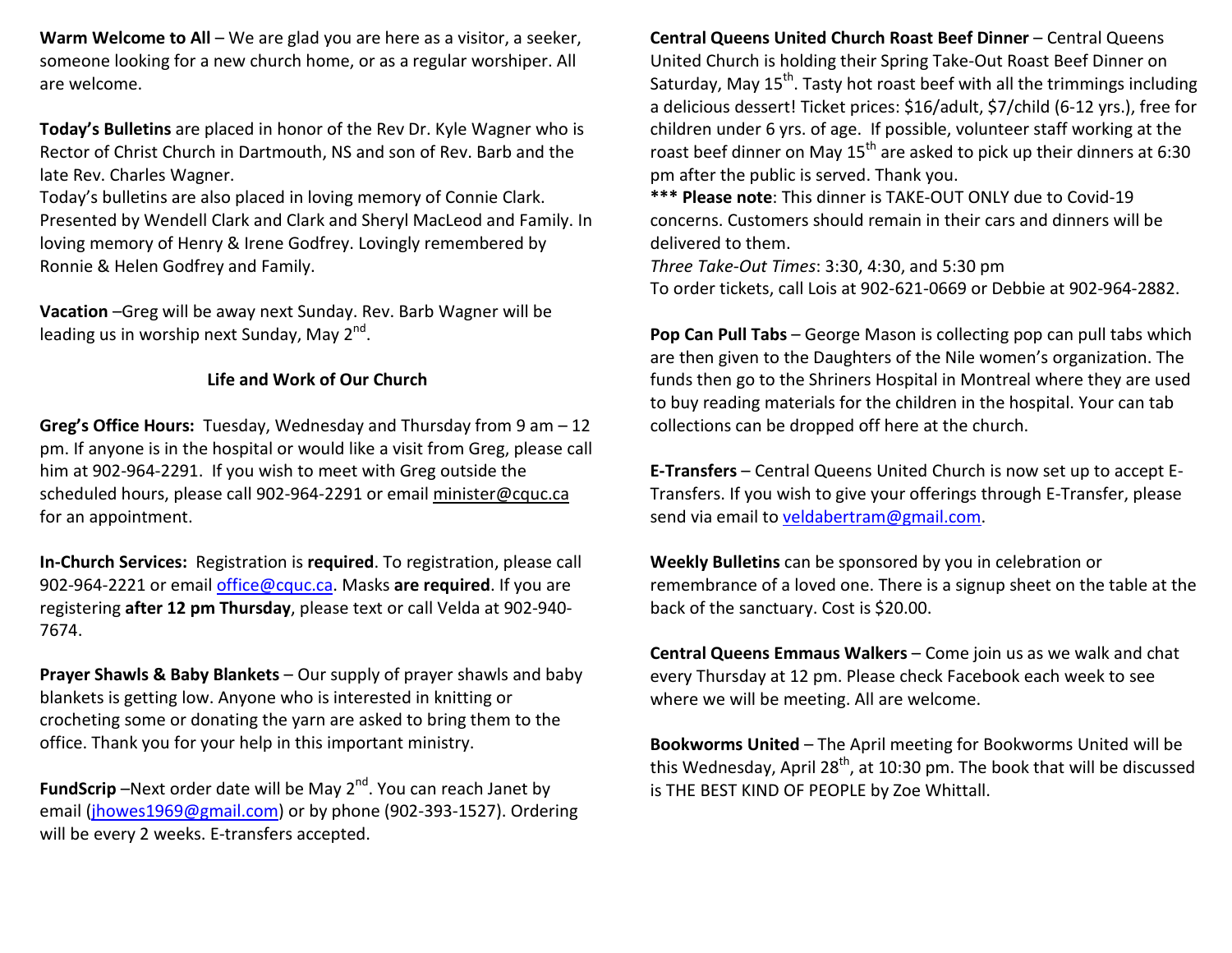**Warm Welcome to All** – We are glad you are here as a visitor, a seeker, someone looking for a new church home, or as a regular worshiper. All are welcome.

**Today's Bulletins** are placed in honor of the Rev Dr. Kyle Wagner who is Rector of Christ Church in Dartmouth, NS and son of Rev. Barb and the late Rev. Charles Wagner.
Today's bulletins are also placed in loving memory of Connie Clark. Presented by Wendell Clark and Clark and Sheryl MacLeod and Family. In loving memory of Henry & Irene Godfrey. Lovingly remembered by Ronnie & Helen Godfrey and Family.

**Vacation** –Greg will be away next Sunday. Rev. Barb Wagner will be leading us in worship next Sunday, May 2nd.

## Life and Work of Our Church

**Greg's Office Hours:** Tuesday, Wednesday and Thursday from 9 am – 12 pm. If anyone is in the hospital or would like a visit from Greg, please call him at 902-964-2291. If you wish to meet with Greg outside the scheduled hours, please call 902-964-2291 or email minister@cquc.ca for an appointment.

**In-Church Services:** Registration is **required**. To registration, please call 902-964-2221 or email office@cquc.ca. Masks **are required**. If you are registering **after 12 pm Thursday**, please text or call Velda at 902-940-7674.

**Prayer Shawls & Baby Blankets** – Our supply of prayer shawls and baby blankets is getting low. Anyone who is interested in knitting or crocheting some or donating the yarn are asked to bring them to the office. Thank you for your help in this important ministry.

**FundScrip** –Next order date will be May 2nd. You can reach Janet by email (jhowes1969@gmail.com) or by phone (902-393-1527). Ordering will be every 2 weeks. E-transfers accepted.

**Central Queens United Church Roast Beef Dinner** – Central Queens United Church is holding their Spring Take-Out Roast Beef Dinner on Saturday, May 15th. Tasty hot roast beef with all the trimmings including a delicious dessert! Ticket prices: $16/adult, $7/child (6-12 yrs.), free for children under 6 yrs. of age. If possible, volunteer staff working at the roast beef dinner on May 15th are asked to pick up their dinners at 6:30 pm after the public is served. Thank you.
**\*\*\* Please note**: This dinner is TAKE-OUT ONLY due to Covid-19 concerns. Customers should remain in their cars and dinners will be delivered to them.
*Three Take-Out Times*: 3:30, 4:30, and 5:30 pm
To order tickets, call Lois at 902-621-0669 or Debbie at 902-964-2882.

**Pop Can Pull Tabs** – George Mason is collecting pop can pull tabs which are then given to the Daughters of the Nile women's organization. The funds then go to the Shriners Hospital in Montreal where they are used to buy reading materials for the children in the hospital. Your can tab collections can be dropped off here at the church.

**E-Transfers** – Central Queens United Church is now set up to accept E-Transfers. If you wish to give your offerings through E-Transfer, please send via email to veldabertram@gmail.com.

**Weekly Bulletins** can be sponsored by you in celebration or remembrance of a loved one. There is a signup sheet on the table at the back of the sanctuary. Cost is $20.00.

**Central Queens Emmaus Walkers** – Come join us as we walk and chat every Thursday at 12 pm. Please check Facebook each week to see where we will be meeting. All are welcome.

**Bookworms United** – The April meeting for Bookworms United will be this Wednesday, April 28th, at 10:30 pm. The book that will be discussed is THE BEST KIND OF PEOPLE by Zoe Whittall.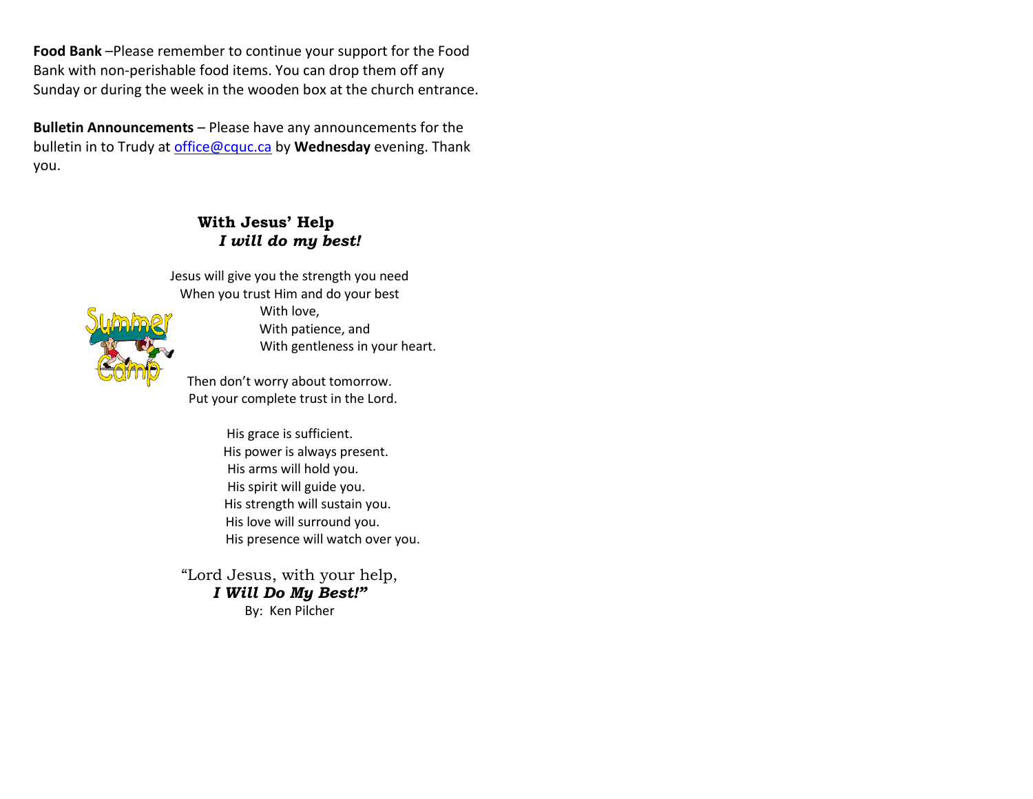**Food Bank** –Please remember to continue your support for the Food Bank with non-perishable food items. You can drop them off any Sunday or during the week in the wooden box at the church entrance.

**Bulletin Announcements** – Please have any announcements for the bulletin in to Trudy at office@cquc.ca by **Wednesday** evening. Thank you.

**With Jesus' Help**
***I will do my best!***

Jesus will give you the strength you need
When you trust Him and do your best
With love,
With patience, and
With gentleness in your heart.

Then don't worry about tomorrow.
Put your complete trust in the Lord.

His grace is sufficient.
His power is always present.
His arms will hold you.
His spirit will guide you.
His strength will sustain you.
His love will surround you.
His presence will watch over you.

"Lord Jesus, with your help,
***I Will Do My Best!"***
By: Ken Pilcher